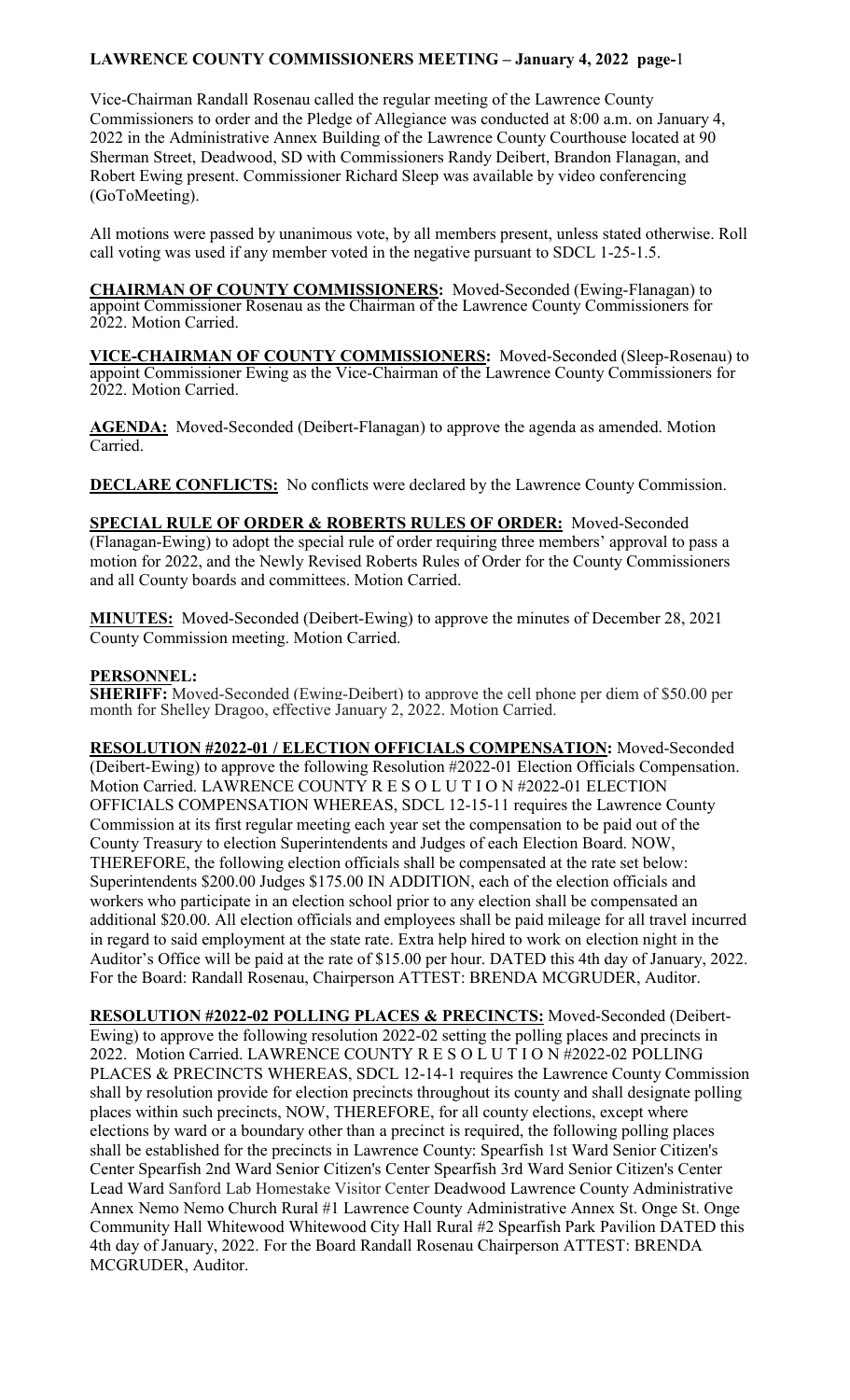# LAWRENCE COUNTY COMMISSIONERS MEETING – January 4, 2022 page-1

Vice-Chairman Randall Rosenau called the regular meeting of the Lawrence County Commissioners to order and the Pledge of Allegiance was conducted at 8:00 a.m. on January 4, 2022 in the Administrative Annex Building of the Lawrence County Courthouse located at 90 Sherman Street, Deadwood, SD with Commissioners Randy Deibert, Brandon Flanagan, and Robert Ewing present. Commissioner Richard Sleep was available by video conferencing (GoToMeeting).

All motions were passed by unanimous vote, by all members present, unless stated otherwise. Roll call voting was used if any member voted in the negative pursuant to SDCL 1-25-1.5.

**CHAIRMAN OF COUNTY COMMISSIONERS:** Moved-Seconded (Ewing-Flanagan) to appoint Commissioner Rosenau as the Chairman of the Lawrence County Commissioners for 2022. Motion Carried.

**VICE-CHAIRMAN OF COUNTY COMMISSIONERS:** Moved-Seconded (Sleep-Rosenau) to appoint Commissioner Ewing as the Vice-Chairman of the Lawrence County Commissioners for 2022. Motion Carried.

**AGENDA:** Moved-Seconded (Deibert-Flanagan) to approve the agenda as amended. Motion Carried.

**DECLARE CONFLICTS:** No conflicts were declared by the Lawrence County Commission.

**SPECIAL RULE OF ORDER & ROBERTS RULES OF ORDER:** Moved-Seconded (Flanagan-Ewing) to adopt the special rule of order requiring three members' approval to pass a motion for 2022, and the Newly Revised Roberts Rules of Order for the County Commissioners and all County boards and committees. Motion Carried.

**MINUTES:** Moved-Seconded (Deibert-Ewing) to approve the minutes of December 28, 2021 County Commission meeting. Motion Carried.

**PERSONNEL:**

**SHERIFF:** Moved-Seconded (Ewing-Deibert) to approve the cell phone per diem of $50.00 per month for Shelley Dragoo, effective January 2, 2022. Motion Carried.

**RESOLUTION #2022-01 / ELECTION OFFICIALS COMPENSATION:** Moved-Seconded (Deibert-Ewing) to approve the following Resolution #2022-01 Election Officials Compensation. Motion Carried. LAWRENCE COUNTY R E S O L U T I O N #2022-01 ELECTION OFFICIALS COMPENSATION WHEREAS, SDCL 12-15-11 requires the Lawrence County Commission at its first regular meeting each year set the compensation to be paid out of the County Treasury to election Superintendents and Judges of each Election Board. NOW, THEREFORE, the following election officials shall be compensated at the rate set below: Superintendents $200.00 Judges $175.00 IN ADDITION, each of the election officials and workers who participate in an election school prior to any election shall be compensated an additional $20.00. All election officials and employees shall be paid mileage for all travel incurred in regard to said employment at the state rate. Extra help hired to work on election night in the Auditor's Office will be paid at the rate of $15.00 per hour. DATED this 4th day of January, 2022. For the Board: Randall Rosenau, Chairperson ATTEST: BRENDA MCGRUDER, Auditor.

**RESOLUTION #2022-02 POLLING PLACES & PRECINCTS:** Moved-Seconded (Deibert-Ewing) to approve the following resolution 2022-02 setting the polling places and precincts in 2022. Motion Carried. LAWRENCE COUNTY R E S O L U T I O N #2022-02 POLLING PLACES & PRECINCTS WHEREAS, SDCL 12-14-1 requires the Lawrence County Commission shall by resolution provide for election precincts throughout its county and shall designate polling places within such precincts, NOW, THEREFORE, for all county elections, except where elections by ward or a boundary other than a precinct is required, the following polling places shall be established for the precincts in Lawrence County: Spearfish 1st Ward Senior Citizen's Center Spearfish 2nd Ward Senior Citizen's Center Spearfish 3rd Ward Senior Citizen's Center Lead Ward Sanford Lab Homestake Visitor Center Deadwood Lawrence County Administrative Annex Nemo Nemo Church Rural #1 Lawrence County Administrative Annex St. Onge St. Onge Community Hall Whitewood Whitewood City Hall Rural #2 Spearfish Park Pavilion DATED this 4th day of January, 2022. For the Board Randall Rosenau Chairperson ATTEST: BRENDA MCGRUDER, Auditor.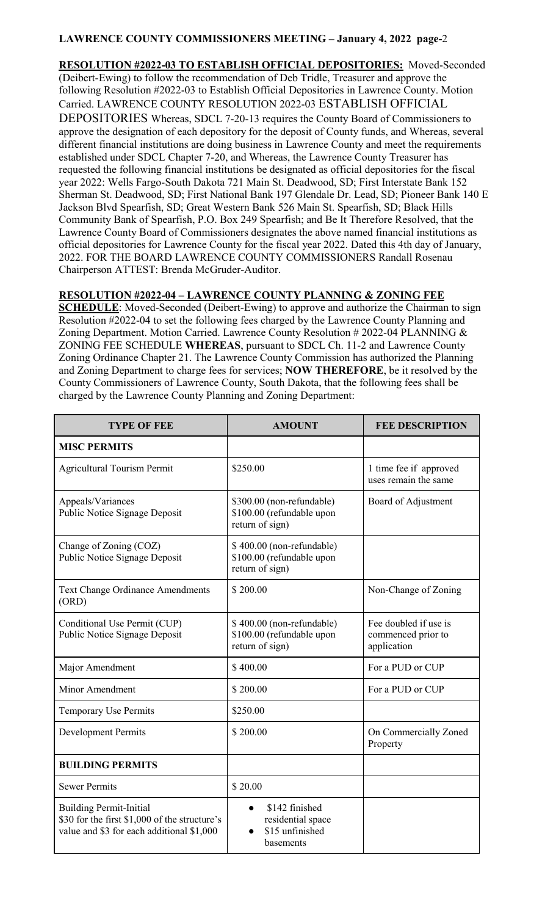**RESOLUTION #2022-03 TO ESTABLISH OFFICIAL DEPOSITORIES:** Moved-Seconded (Deibert-Ewing) to follow the recommendation of Deb Tridle, Treasurer and approve the following Resolution #2022-03 to Establish Official Depositories in Lawrence County. Motion Carried. LAWRENCE COUNTY RESOLUTION 2022-03 ESTABLISH OFFICIAL DEPOSITORIES Whereas, SDCL 7-20-13 requires the County Board of Commissioners to approve the designation of each depository for the deposit of County funds, and Whereas, several different financial institutions are doing business in Lawrence County and meet the requirements established under SDCL Chapter 7-20, and Whereas, the Lawrence County Treasurer has requested the following financial institutions be designated as official depositories for the fiscal year 2022: Wells Fargo-South Dakota 721 Main St. Deadwood, SD; First Interstate Bank 152 Sherman St. Deadwood, SD; First National Bank 197 Glendale Dr. Lead, SD; Pioneer Bank 140 E Jackson Blvd Spearfish, SD; Great Western Bank 526 Main St. Spearfish, SD; Black Hills Community Bank of Spearfish, P.O. Box 249 Spearfish; and Be It Therefore Resolved, that the Lawrence County Board of Commissioners designates the above named financial institutions as official depositories for Lawrence County for the fiscal year 2022. Dated this 4th day of January, 2022. FOR THE BOARD LAWRENCE COUNTY COMMISSIONERS Randall Rosenau Chairperson ATTEST: Brenda McGruder-Auditor.

**RESOLUTION #2022-04 – LAWRENCE COUNTY PLANNING & ZONING FEE SCHEDULE**: Moved-Seconded (Deibert-Ewing) to approve and authorize the Chairman to sign Resolution #2022-04 to set the following fees charged by the Lawrence County Planning and Zoning Department. Motion Carried. Lawrence County Resolution # 2022-04 PLANNING & ZONING FEE SCHEDULE **WHEREAS**, pursuant to SDCL Ch. 11-2 and Lawrence County Zoning Ordinance Chapter 21. The Lawrence County Commission has authorized the Planning and Zoning Department to charge fees for services; **NOW THEREFORE**, be it resolved by the County Commissioners of Lawrence County, South Dakota, that the following fees shall be charged by the Lawrence County Planning and Zoning Department:

| TYPE OF FEE | AMOUNT | FEE DESCRIPTION |
|---|---|---|
| **MISC PERMITS** | | |
| Agricultural Tourism Permit | \$250.00 | 1 time fee if approved uses remain the same |
| Appeals/Variances<br>Public Notice Signage Deposit | \$300.00 (non-refundable)<br>\$100.00 (refundable upon return of sign) | Board of Adjustment |
| Change of Zoning (COZ)<br>Public Notice Signage Deposit | \$ 400.00 (non-refundable)<br>\$100.00 (refundable upon return of sign) | |
| Text Change Ordinance Amendments (ORD) | \$ 200.00 | Non-Change of Zoning |
| Conditional Use Permit (CUP)<br>Public Notice Signage Deposit | \$ 400.00 (non-refundable)<br>\$100.00 (refundable upon return of sign) | Fee doubled if use is commenced prior to application |
| Major Amendment | \$ 400.00 | For a PUD or CUP |
| Minor Amendment | \$ 200.00 | For a PUD or CUP |
| Temporary Use Permits | \$250.00 | |
| Development Permits | \$ 200.00 | On Commercially Zoned Property |
| **BUILDING PERMITS** | | |
| Sewer Permits | \$ 20.00 | |
| Building Permit-Initial<br>\$30 for the first \$1,000 of the structure's value and \$3 for each additional \$1,000 | • \$142 finished residential space<br>• \$15 unfinished basements | |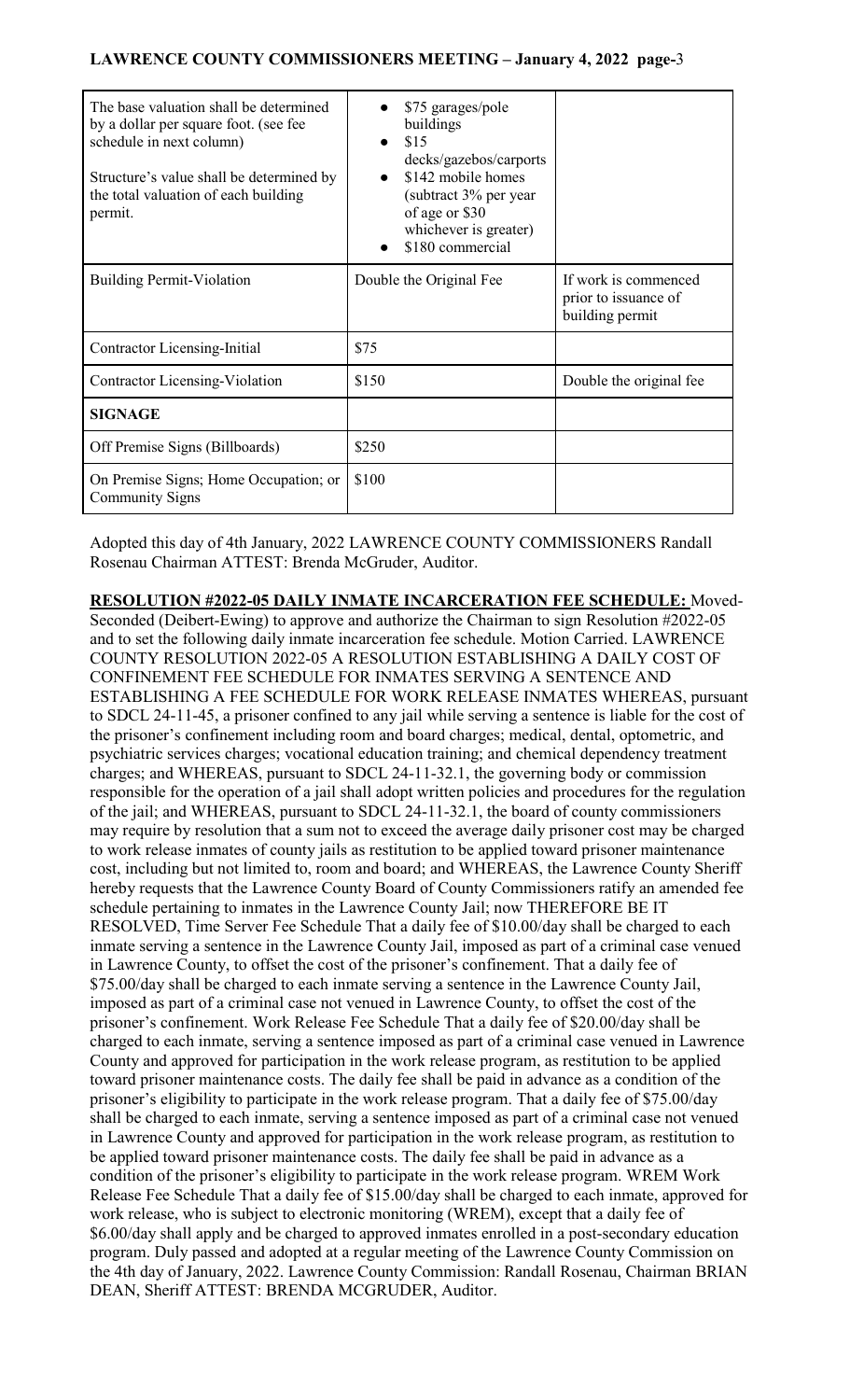| The base valuation shall be determined by a dollar per square foot. (see fee schedule in next column)<br><br>Structure's value shall be determined by the total valuation of each building permit. | • $75 garages/pole buildings<br>• $15 decks/gazebos/carports<br>• $142 mobile homes (subtract 3% per year of age or $30 whichever is greater)<br>• $180 commercial | |
|---|---|---|
| Building Permit-Violation | Double the Original Fee | If work is commenced prior to issuance of building permit |
| Contractor Licensing-Initial | $75 | |
| Contractor Licensing-Violation | $150 | Double the original fee |
| **SIGNAGE** | | |
| Off Premise Signs (Billboards) | $250 | |
| On Premise Signs; Home Occupation; or Community Signs | $100 | |

Adopted this day of 4th January, 2022 LAWRENCE COUNTY COMMISSIONERS Randall Rosenau Chairman ATTEST: Brenda McGruder, Auditor.

**RESOLUTION #2022-05 DAILY INMATE INCARCERATION FEE SCHEDULE:** Moved-Seconded (Deibert-Ewing) to approve and authorize the Chairman to sign Resolution #2022-05 and to set the following daily inmate incarceration fee schedule. Motion Carried. LAWRENCE COUNTY RESOLUTION 2022-05 A RESOLUTION ESTABLISHING A DAILY COST OF CONFINEMENT FEE SCHEDULE FOR INMATES SERVING A SENTENCE AND ESTABLISHING A FEE SCHEDULE FOR WORK RELEASE INMATES WHEREAS, pursuant to SDCL 24-11-45, a prisoner confined to any jail while serving a sentence is liable for the cost of the prisoner's confinement including room and board charges; medical, dental, optometric, and psychiatric services charges; vocational education training; and chemical dependency treatment charges; and WHEREAS, pursuant to SDCL 24-11-32.1, the governing body or commission responsible for the operation of a jail shall adopt written policies and procedures for the regulation of the jail; and WHEREAS, pursuant to SDCL 24-11-32.1, the board of county commissioners may require by resolution that a sum not to exceed the average daily prisoner cost may be charged to work release inmates of county jails as restitution to be applied toward prisoner maintenance cost, including but not limited to, room and board; and WHEREAS, the Lawrence County Sheriff hereby requests that the Lawrence County Board of County Commissioners ratify an amended fee schedule pertaining to inmates in the Lawrence County Jail; now THEREFORE BE IT RESOLVED, Time Server Fee Schedule That a daily fee of $10.00/day shall be charged to each inmate serving a sentence in the Lawrence County Jail, imposed as part of a criminal case venued in Lawrence County, to offset the cost of the prisoner's confinement. That a daily fee of $75.00/day shall be charged to each inmate serving a sentence in the Lawrence County Jail, imposed as part of a criminal case not venued in Lawrence County, to offset the cost of the prisoner's confinement. Work Release Fee Schedule That a daily fee of $20.00/day shall be charged to each inmate, serving a sentence imposed as part of a criminal case venued in Lawrence County and approved for participation in the work release program, as restitution to be applied toward prisoner maintenance costs. The daily fee shall be paid in advance as a condition of the prisoner's eligibility to participate in the work release program. That a daily fee of $75.00/day shall be charged to each inmate, serving a sentence imposed as part of a criminal case not venued in Lawrence County and approved for participation in the work release program, as restitution to be applied toward prisoner maintenance costs. The daily fee shall be paid in advance as a condition of the prisoner's eligibility to participate in the work release program. WREM Work Release Fee Schedule That a daily fee of $15.00/day shall be charged to each inmate, approved for work release, who is subject to electronic monitoring (WREM), except that a daily fee of $6.00/day shall apply and be charged to approved inmates enrolled in a post-secondary education program. Duly passed and adopted at a regular meeting of the Lawrence County Commission on the 4th day of January, 2022. Lawrence County Commission: Randall Rosenau, Chairman BRIAN DEAN, Sheriff ATTEST: BRENDA MCGRUDER, Auditor.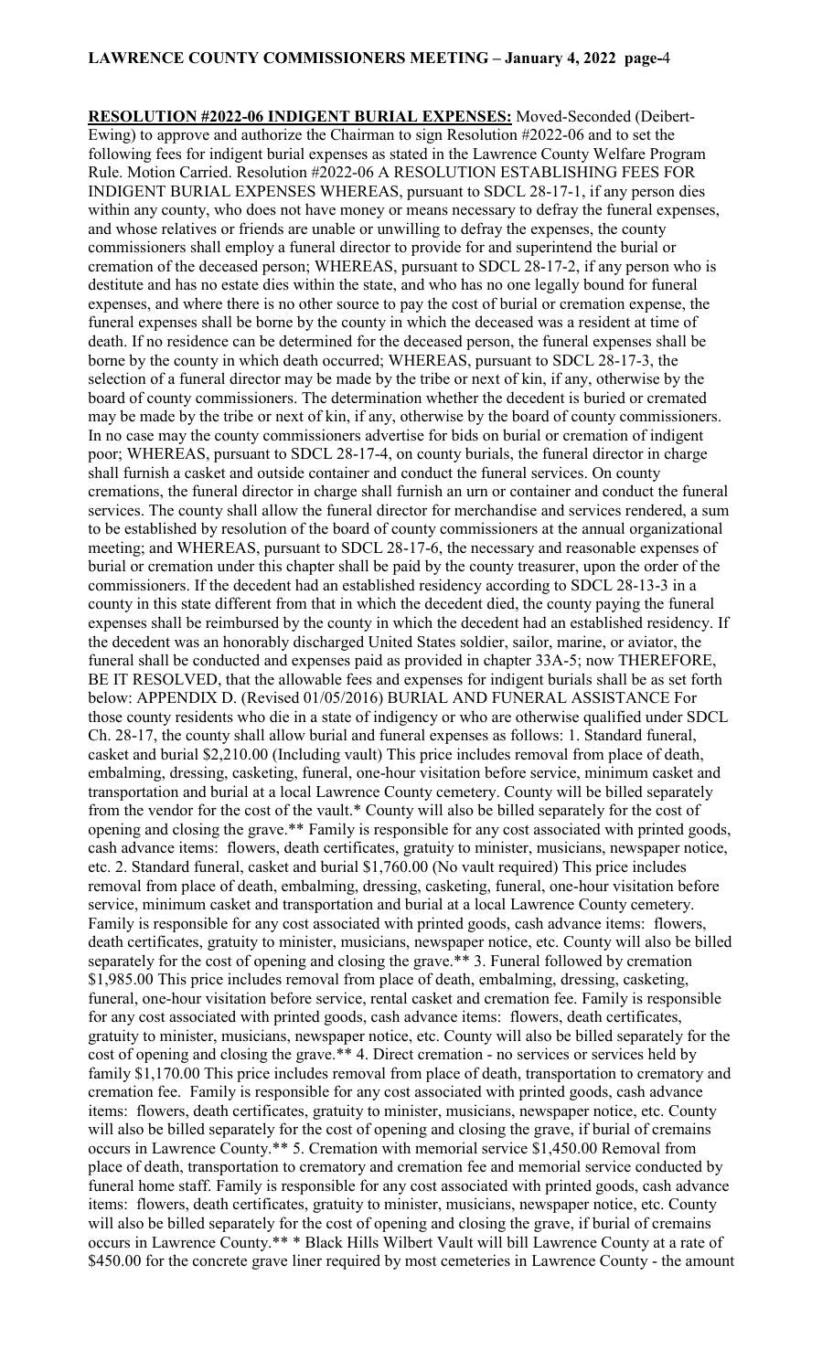**RESOLUTION #2022-06 INDIGENT BURIAL EXPENSES:** Moved-Seconded (Deibert-Ewing) to approve and authorize the Chairman to sign Resolution #2022-06 and to set the following fees for indigent burial expenses as stated in the Lawrence County Welfare Program Rule. Motion Carried. Resolution #2022-06 A RESOLUTION ESTABLISHING FEES FOR INDIGENT BURIAL EXPENSES WHEREAS, pursuant to SDCL 28-17-1, if any person dies within any county, who does not have money or means necessary to defray the funeral expenses, and whose relatives or friends are unable or unwilling to defray the expenses, the county commissioners shall employ a funeral director to provide for and superintend the burial or cremation of the deceased person; WHEREAS, pursuant to SDCL 28-17-2, if any person who is destitute and has no estate dies within the state, and who has no one legally bound for funeral expenses, and where there is no other source to pay the cost of burial or cremation expense, the funeral expenses shall be borne by the county in which the deceased was a resident at time of death. If no residence can be determined for the deceased person, the funeral expenses shall be borne by the county in which death occurred; WHEREAS, pursuant to SDCL 28-17-3, the selection of a funeral director may be made by the tribe or next of kin, if any, otherwise by the board of county commissioners. The determination whether the decedent is buried or cremated may be made by the tribe or next of kin, if any, otherwise by the board of county commissioners. In no case may the county commissioners advertise for bids on burial or cremation of indigent poor; WHEREAS, pursuant to SDCL 28-17-4, on county burials, the funeral director in charge shall furnish a casket and outside container and conduct the funeral services. On county cremations, the funeral director in charge shall furnish an urn or container and conduct the funeral services. The county shall allow the funeral director for merchandise and services rendered, a sum to be established by resolution of the board of county commissioners at the annual organizational meeting; and WHEREAS, pursuant to SDCL 28-17-6, the necessary and reasonable expenses of burial or cremation under this chapter shall be paid by the county treasurer, upon the order of the commissioners. If the decedent had an established residency according to SDCL 28-13-3 in a county in this state different from that in which the decedent died, the county paying the funeral expenses shall be reimbursed by the county in which the decedent had an established residency. If the decedent was an honorably discharged United States soldier, sailor, marine, or aviator, the funeral shall be conducted and expenses paid as provided in chapter 33A-5; now THEREFORE, BE IT RESOLVED, that the allowable fees and expenses for indigent burials shall be as set forth below: APPENDIX D. (Revised 01/05/2016) BURIAL AND FUNERAL ASSISTANCE For those county residents who die in a state of indigency or who are otherwise qualified under SDCL Ch. 28-17, the county shall allow burial and funeral expenses as follows: 1. Standard funeral, casket and burial $2,210.00 (Including vault) This price includes removal from place of death, embalming, dressing, casketing, funeral, one-hour visitation before service, minimum casket and transportation and burial at a local Lawrence County cemetery. County will be billed separately from the vendor for the cost of the vault.* County will also be billed separately for the cost of opening and closing the grave.** Family is responsible for any cost associated with printed goods, cash advance items: flowers, death certificates, gratuity to minister, musicians, newspaper notice, etc. 2. Standard funeral, casket and burial $1,760.00 (No vault required) This price includes removal from place of death, embalming, dressing, casketing, funeral, one-hour visitation before service, minimum casket and transportation and burial at a local Lawrence County cemetery. Family is responsible for any cost associated with printed goods, cash advance items: flowers, death certificates, gratuity to minister, musicians, newspaper notice, etc. County will also be billed separately for the cost of opening and closing the grave.** 3. Funeral followed by cremation $1,985.00 This price includes removal from place of death, embalming, dressing, casketing, funeral, one-hour visitation before service, rental casket and cremation fee. Family is responsible for any cost associated with printed goods, cash advance items: flowers, death certificates, gratuity to minister, musicians, newspaper notice, etc. County will also be billed separately for the cost of opening and closing the grave.** 4. Direct cremation - no services or services held by family $1,170.00 This price includes removal from place of death, transportation to crematory and cremation fee. Family is responsible for any cost associated with printed goods, cash advance items: flowers, death certificates, gratuity to minister, musicians, newspaper notice, etc. County will also be billed separately for the cost of opening and closing the grave, if burial of cremains occurs in Lawrence County.** 5. Cremation with memorial service $1,450.00 Removal from place of death, transportation to crematory and cremation fee and memorial service conducted by funeral home staff. Family is responsible for any cost associated with printed goods, cash advance items: flowers, death certificates, gratuity to minister, musicians, newspaper notice, etc. County will also be billed separately for the cost of opening and closing the grave, if burial of cremains occurs in Lawrence County.** * Black Hills Wilbert Vault will bill Lawrence County at a rate of $450.00 for the concrete grave liner required by most cemeteries in Lawrence County - the amount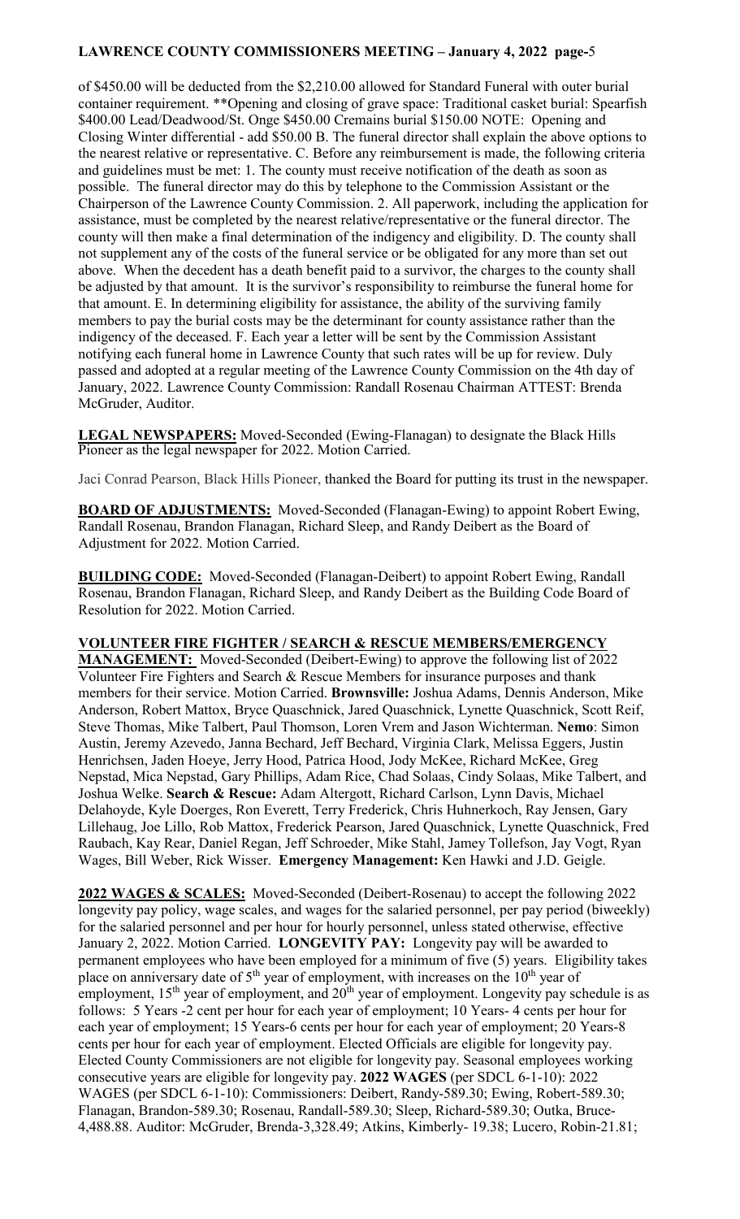of $450.00 will be deducted from the $2,210.00 allowed for Standard Funeral with outer burial container requirement. **Opening and closing of grave space: Traditional casket burial: Spearfish $400.00 Lead/Deadwood/St. Onge $450.00 Cremains burial $150.00 NOTE: Opening and Closing Winter differential - add $50.00 B. The funeral director shall explain the above options to the nearest relative or representative. C. Before any reimbursement is made, the following criteria and guidelines must be met: 1. The county must receive notification of the death as soon as possible. The funeral director may do this by telephone to the Commission Assistant or the Chairperson of the Lawrence County Commission. 2. All paperwork, including the application for assistance, must be completed by the nearest relative/representative or the funeral director. The county will then make a final determination of the indigency and eligibility. D. The county shall not supplement any of the costs of the funeral service or be obligated for any more than set out above. When the decedent has a death benefit paid to a survivor, the charges to the county shall be adjusted by that amount. It is the survivor's responsibility to reimburse the funeral home for that amount. E. In determining eligibility for assistance, the ability of the surviving family members to pay the burial costs may be the determinant for county assistance rather than the indigency of the deceased. F. Each year a letter will be sent by the Commission Assistant notifying each funeral home in Lawrence County that such rates will be up for review. Duly passed and adopted at a regular meeting of the Lawrence County Commission on the 4th day of January, 2022. Lawrence County Commission: Randall Rosenau Chairman ATTEST: Brenda McGruder, Auditor.

**LEGAL NEWSPAPERS:** Moved-Seconded (Ewing-Flanagan) to designate the Black Hills Pioneer as the legal newspaper for 2022. Motion Carried.

Jaci Conrad Pearson, Black Hills Pioneer, thanked the Board for putting its trust in the newspaper.

**BOARD OF ADJUSTMENTS:** Moved-Seconded (Flanagan-Ewing) to appoint Robert Ewing, Randall Rosenau, Brandon Flanagan, Richard Sleep, and Randy Deibert as the Board of Adjustment for 2022. Motion Carried.

**BUILDING CODE:** Moved-Seconded (Flanagan-Deibert) to appoint Robert Ewing, Randall Rosenau, Brandon Flanagan, Richard Sleep, and Randy Deibert as the Building Code Board of Resolution for 2022. Motion Carried.

**VOLUNTEER FIRE FIGHTER / SEARCH & RESCUE MEMBERS/EMERGENCY MANAGEMENT:** Moved-Seconded (Deibert-Ewing) to approve the following list of 2022 Volunteer Fire Fighters and Search & Rescue Members for insurance purposes and thank members for their service. Motion Carried. **Brownsville:** Joshua Adams, Dennis Anderson, Mike Anderson, Robert Mattox, Bryce Quaschnick, Jared Quaschnick, Lynette Quaschnick, Scott Reif, Steve Thomas, Mike Talbert, Paul Thomson, Loren Vrem and Jason Wichterman. **Nemo**: Simon Austin, Jeremy Azevedo, Janna Bechard, Jeff Bechard, Virginia Clark, Melissa Eggers, Justin Henrichsen, Jaden Hoeye, Jerry Hood, Patrica Hood, Jody McKee, Richard McKee, Greg Nepstad, Mica Nepstad, Gary Phillips, Adam Rice, Chad Solaas, Cindy Solaas, Mike Talbert, and Joshua Welke. **Search & Rescue:** Adam Altergott, Richard Carlson, Lynn Davis, Michael Delahoyde, Kyle Doerges, Ron Everett, Terry Frederick, Chris Huhnerkoch, Ray Jensen, Gary Lillehaug, Joe Lillo, Rob Mattox, Frederick Pearson, Jared Quaschnick, Lynette Quaschnick, Fred Raubach, Kay Rear, Daniel Regan, Jeff Schroeder, Mike Stahl, Jamey Tollefson, Jay Vogt, Ryan Wages, Bill Weber, Rick Wisser. **Emergency Management:** Ken Hawki and J.D. Geigle.

**2022 WAGES & SCALES:** Moved-Seconded (Deibert-Rosenau) to accept the following 2022 longevity pay policy, wage scales, and wages for the salaried personnel, per pay period (biweekly) for the salaried personnel and per hour for hourly personnel, unless stated otherwise, effective January 2, 2022. Motion Carried. **LONGEVITY PAY:** Longevity pay will be awarded to permanent employees who have been employed for a minimum of five (5) years. Eligibility takes place on anniversary date of 5th year of employment, with increases on the 10th year of employment, 15th year of employment, and 20th year of employment. Longevity pay schedule is as follows: 5 Years -2 cent per hour for each year of employment; 10 Years- 4 cents per hour for each year of employment; 15 Years-6 cents per hour for each year of employment; 20 Years-8 cents per hour for each year of employment. Elected Officials are eligible for longevity pay. Elected County Commissioners are not eligible for longevity pay. Seasonal employees working consecutive years are eligible for longevity pay. **2022 WAGES** (per SDCL 6-1-10): 2022 WAGES (per SDCL 6-1-10): Commissioners: Deibert, Randy-589.30; Ewing, Robert-589.30; Flanagan, Brandon-589.30; Rosenau, Randall-589.30; Sleep, Richard-589.30; Outka, Bruce-4,488.88. Auditor: McGruder, Brenda-3,328.49; Atkins, Kimberly- 19.38; Lucero, Robin-21.81;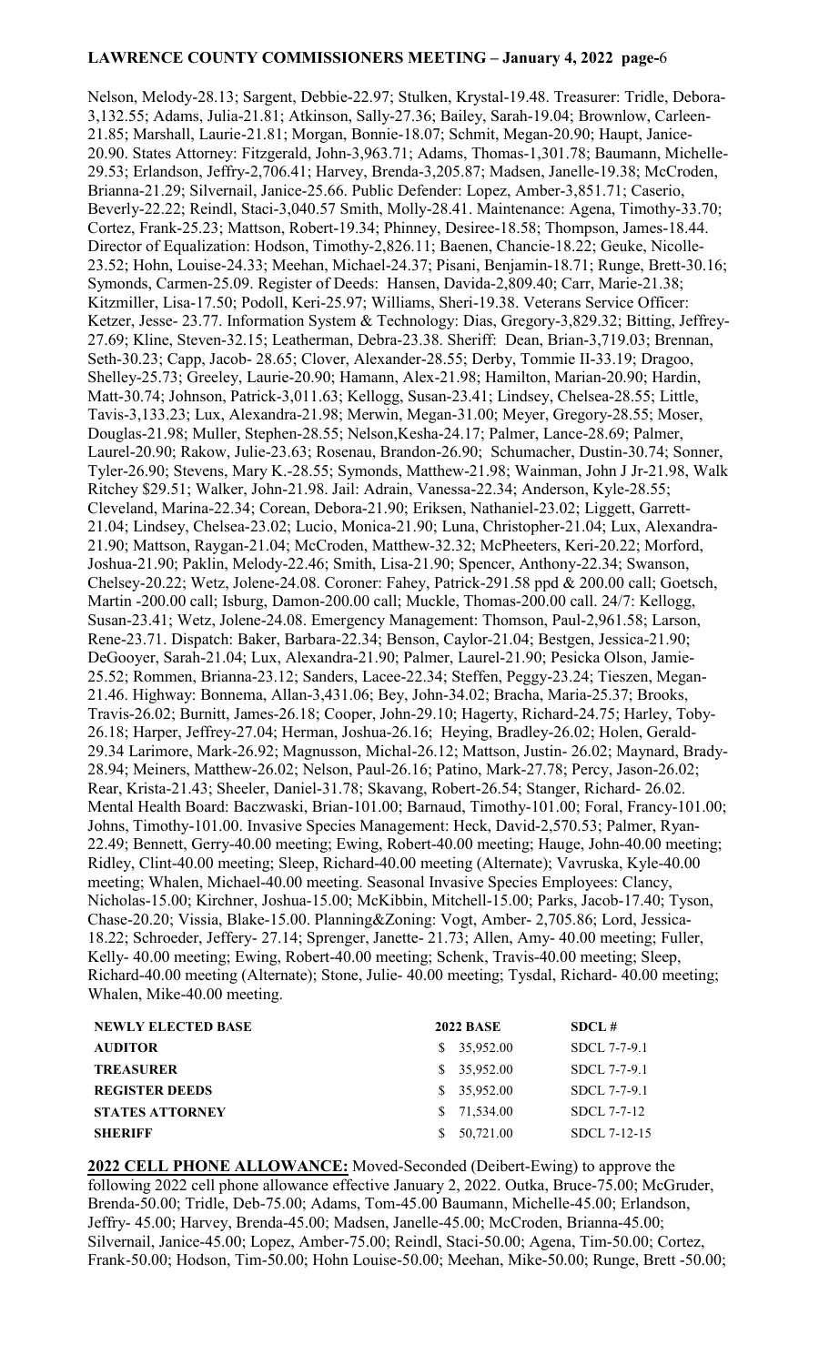Nelson, Melody-28.13; Sargent, Debbie-22.97; Stulken, Krystal-19.48. Treasurer: Tridle, Debora-3,132.55; Adams, Julia-21.81; Atkinson, Sally-27.36; Bailey, Sarah-19.04; Brownlow, Carleen-21.85; Marshall, Laurie-21.81; Morgan, Bonnie-18.07; Schmit, Megan-20.90; Haupt, Janice-20.90. States Attorney: Fitzgerald, John-3,963.71; Adams, Thomas-1,301.78; Baumann, Michelle-29.53; Erlandson, Jeffry-2,706.41; Harvey, Brenda-3,205.87; Madsen, Janelle-19.38; McCroden, Brianna-21.29; Silvernail, Janice-25.66. Public Defender: Lopez, Amber-3,851.71; Caserio, Beverly-22.22; Reindl, Staci-3,040.57 Smith, Molly-28.41. Maintenance: Agena, Timothy-33.70; Cortez, Frank-25.23; Mattson, Robert-19.34; Phinney, Desiree-18.58; Thompson, James-18.44. Director of Equalization: Hodson, Timothy-2,826.11; Baenen, Chancie-18.22; Geuke, Nicolle-23.52; Hohn, Louise-24.33; Meehan, Michael-24.37; Pisani, Benjamin-18.71; Runge, Brett-30.16; Symonds, Carmen-25.09. Register of Deeds: Hansen, Davida-2,809.40; Carr, Marie-21.38; Kitzmiller, Lisa-17.50; Podoll, Keri-25.97; Williams, Sheri-19.38. Veterans Service Officer: Ketzer, Jesse- 23.77. Information System & Technology: Dias, Gregory-3,829.32; Bitting, Jeffrey-27.69; Kline, Steven-32.15; Leatherman, Debra-23.38. Sheriff: Dean, Brian-3,719.03; Brennan, Seth-30.23; Capp, Jacob- 28.65; Clover, Alexander-28.55; Derby, Tommie II-33.19; Dragoo, Shelley-25.73; Greeley, Laurie-20.90; Hamann, Alex-21.98; Hamilton, Marian-20.90; Hardin, Matt-30.74; Johnson, Patrick-3,011.63; Kellogg, Susan-23.41; Lindsey, Chelsea-28.55; Little, Tavis-3,133.23; Lux, Alexandra-21.98; Merwin, Megan-31.00; Meyer, Gregory-28.55; Moser, Douglas-21.98; Muller, Stephen-28.55; Nelson,Kesha-24.17; Palmer, Lance-28.69; Palmer, Laurel-20.90; Rakow, Julie-23.63; Rosenau, Brandon-26.90; Schumacher, Dustin-30.74; Sonner, Tyler-26.90; Stevens, Mary K.-28.55; Symonds, Matthew-21.98; Wainman, John J Jr-21.98, Walk Ritchey $29.51; Walker, John-21.98. Jail: Adrain, Vanessa-22.34; Anderson, Kyle-28.55; Cleveland, Marina-22.34; Corean, Debora-21.90; Eriksen, Nathaniel-23.02; Liggett, Garrett-21.04; Lindsey, Chelsea-23.02; Lucio, Monica-21.90; Luna, Christopher-21.04; Lux, Alexandra-21.90; Mattson, Raygan-21.04; McCroden, Matthew-32.32; McPheeters, Keri-20.22; Morford, Joshua-21.90; Paklin, Melody-22.46; Smith, Lisa-21.90; Spencer, Anthony-22.34; Swanson, Chelsey-20.22; Wetz, Jolene-24.08. Coroner: Fahey, Patrick-291.58 ppd & 200.00 call; Goetsch, Martin -200.00 call; Isburg, Damon-200.00 call; Muckle, Thomas-200.00 call. 24/7: Kellogg, Susan-23.41; Wetz, Jolene-24.08. Emergency Management: Thomson, Paul-2,961.58; Larson, Rene-23.71. Dispatch: Baker, Barbara-22.34; Benson, Caylor-21.04; Bestgen, Jessica-21.90; DeGooyer, Sarah-21.04; Lux, Alexandra-21.90; Palmer, Laurel-21.90; Pesicka Olson, Jamie-25.52; Rommen, Brianna-23.12; Sanders, Lacee-22.34; Steffen, Peggy-23.24; Tieszen, Megan-21.46. Highway: Bonnema, Allan-3,431.06; Bey, John-34.02; Bracha, Maria-25.37; Brooks, Travis-26.02; Burnitt, James-26.18; Cooper, John-29.10; Hagerty, Richard-24.75; Harley, Toby-26.18; Harper, Jeffrey-27.04; Herman, Joshua-26.16; Heying, Bradley-26.02; Holen, Gerald-29.34 Larimore, Mark-26.92; Magnusson, Michal-26.12; Mattson, Justin- 26.02; Maynard, Brady-28.94; Meiners, Matthew-26.02; Nelson, Paul-26.16; Patino, Mark-27.78; Percy, Jason-26.02; Rear, Krista-21.43; Sheeler, Daniel-31.78; Skavang, Robert-26.54; Stanger, Richard- 26.02. Mental Health Board: Baczwaski, Brian-101.00; Barnaud, Timothy-101.00; Foral, Francy-101.00; Johns, Timothy-101.00. Invasive Species Management: Heck, David-2,570.53; Palmer, Ryan-22.49; Bennett, Gerry-40.00 meeting; Ewing, Robert-40.00 meeting; Hauge, John-40.00 meeting; Ridley, Clint-40.00 meeting; Sleep, Richard-40.00 meeting (Alternate); Vavruska, Kyle-40.00 meeting; Whalen, Michael-40.00 meeting. Seasonal Invasive Species Employees: Clancy, Nicholas-15.00; Kirchner, Joshua-15.00; McKibbin, Mitchell-15.00; Parks, Jacob-17.40; Tyson, Chase-20.20; Vissia, Blake-15.00. Planning&Zoning: Vogt, Amber- 2,705.86; Lord, Jessica-18.22; Schroeder, Jeffery- 27.14; Sprenger, Janette- 21.73; Allen, Amy- 40.00 meeting; Fuller, Kelly- 40.00 meeting; Ewing, Robert-40.00 meeting; Schenk, Travis-40.00 meeting; Sleep, Richard-40.00 meeting (Alternate); Stone, Julie- 40.00 meeting; Tysdal, Richard- 40.00 meeting; Whalen, Mike-40.00 meeting.

| NEWLY ELECTED BASE | 2022 BASE | SDCL # |
|---|---|---|
| AUDITOR | $ 35,952.00 | SDCL 7-7-9.1 |
| TREASURER | $ 35,952.00 | SDCL 7-7-9.1 |
| REGISTER DEEDS | $ 35,952.00 | SDCL 7-7-9.1 |
| STATES ATTORNEY | $ 71,534.00 | SDCL 7-7-12 |
| SHERIFF | $ 50,721.00 | SDCL 7-12-15 |

**2022 CELL PHONE ALLOWANCE:** Moved-Seconded (Deibert-Ewing) to approve the following 2022 cell phone allowance effective January 2, 2022. Outka, Bruce-75.00; McGruder, Brenda-50.00; Tridle, Deb-75.00; Adams, Tom-45.00 Baumann, Michelle-45.00; Erlandson, Jeffry- 45.00; Harvey, Brenda-45.00; Madsen, Janelle-45.00; McCroden, Brianna-45.00; Silvernail, Janice-45.00; Lopez, Amber-75.00; Reindl, Staci-50.00; Agena, Tim-50.00; Cortez, Frank-50.00; Hodson, Tim-50.00; Hohn Louise-50.00; Meehan, Mike-50.00; Runge, Brett -50.00;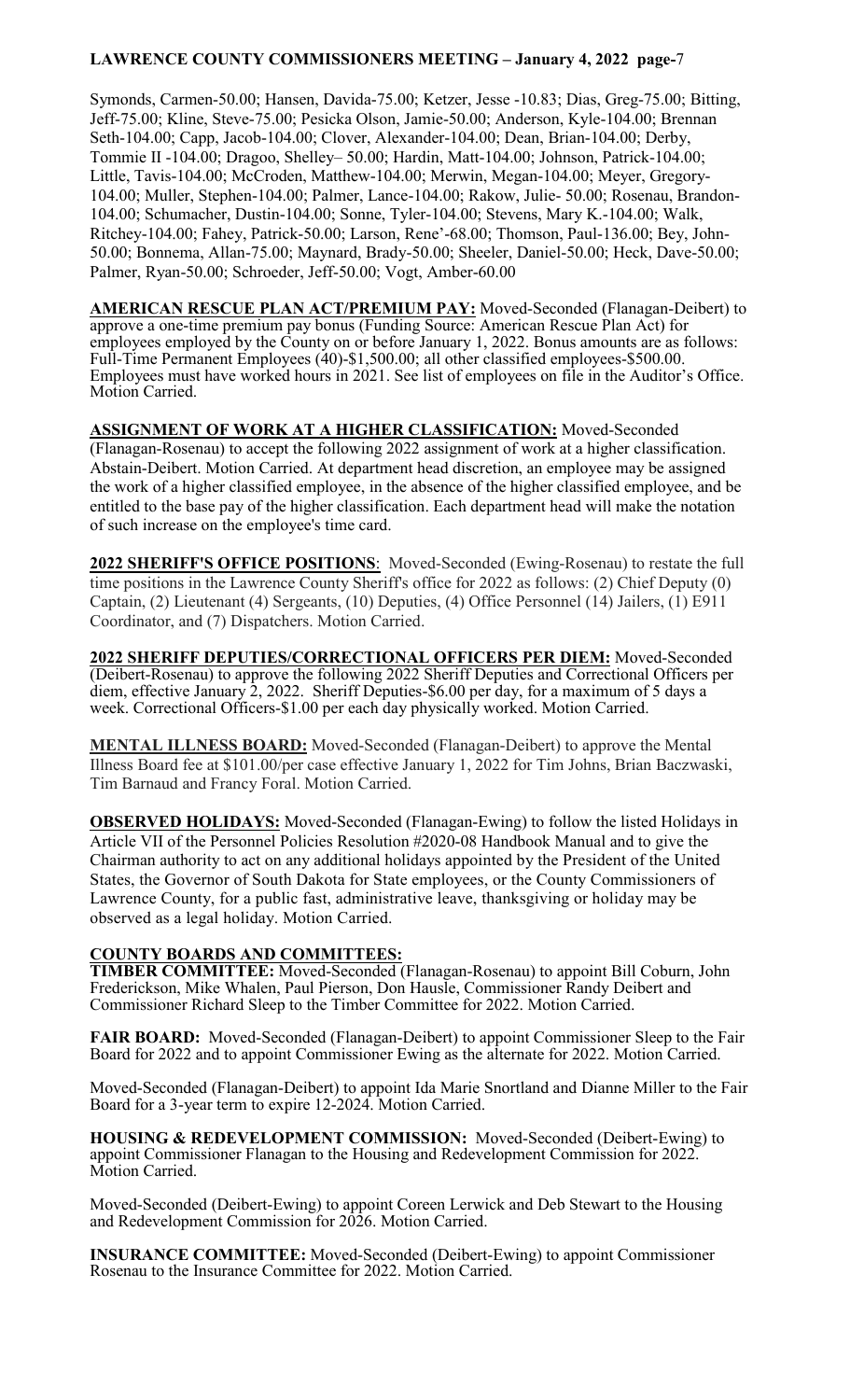Symonds, Carmen-50.00; Hansen, Davida-75.00; Ketzer, Jesse -10.83; Dias, Greg-75.00; Bitting, Jeff-75.00; Kline, Steve-75.00; Pesicka Olson, Jamie-50.00; Anderson, Kyle-104.00; Brennan Seth-104.00; Capp, Jacob-104.00; Clover, Alexander-104.00; Dean, Brian-104.00; Derby, Tommie II -104.00; Dragoo, Shelley– 50.00; Hardin, Matt-104.00; Johnson, Patrick-104.00; Little, Tavis-104.00; McCroden, Matthew-104.00; Merwin, Megan-104.00; Meyer, Gregory-104.00; Muller, Stephen-104.00; Palmer, Lance-104.00; Rakow, Julie- 50.00; Rosenau, Brandon-104.00; Schumacher, Dustin-104.00; Sonne, Tyler-104.00; Stevens, Mary K.-104.00; Walk, Ritchey-104.00; Fahey, Patrick-50.00; Larson, Rene'-68.00; Thomson, Paul-136.00; Bey, John-50.00; Bonnema, Allan-75.00; Maynard, Brady-50.00; Sheeler, Daniel-50.00; Heck, Dave-50.00; Palmer, Ryan-50.00; Schroeder, Jeff-50.00; Vogt, Amber-60.00

**AMERICAN RESCUE PLAN ACT/PREMIUM PAY:** Moved-Seconded (Flanagan-Deibert) to approve a one-time premium pay bonus (Funding Source: American Rescue Plan Act) for employees employed by the County on or before January 1, 2022. Bonus amounts are as follows: Full-Time Permanent Employees (40)-$1,500.00; all other classified employees-$500.00. Employees must have worked hours in 2021. See list of employees on file in the Auditor's Office. Motion Carried.

**ASSIGNMENT OF WORK AT A HIGHER CLASSIFICATION:** Moved-Seconded (Flanagan-Rosenau) to accept the following 2022 assignment of work at a higher classification. Abstain-Deibert. Motion Carried. At department head discretion, an employee may be assigned the work of a higher classified employee, in the absence of the higher classified employee, and be entitled to the base pay of the higher classification. Each department head will make the notation of such increase on the employee's time card.

**2022 SHERIFF'S OFFICE POSITIONS**: Moved-Seconded (Ewing-Rosenau) to restate the full time positions in the Lawrence County Sheriff's office for 2022 as follows: (2) Chief Deputy (0) Captain, (2) Lieutenant (4) Sergeants, (10) Deputies, (4) Office Personnel (14) Jailers, (1) E911 Coordinator, and (7) Dispatchers. Motion Carried.

**2022 SHERIFF DEPUTIES/CORRECTIONAL OFFICERS PER DIEM:** Moved-Seconded (Deibert-Rosenau) to approve the following 2022 Sheriff Deputies and Correctional Officers per diem, effective January 2, 2022. Sheriff Deputies-$6.00 per day, for a maximum of 5 days a week. Correctional Officers-$1.00 per each day physically worked. Motion Carried.

**MENTAL ILLNESS BOARD:** Moved-Seconded (Flanagan-Deibert) to approve the Mental Illness Board fee at $101.00/per case effective January 1, 2022 for Tim Johns, Brian Baczwaski, Tim Barnaud and Francy Foral. Motion Carried.

**OBSERVED HOLIDAYS:** Moved-Seconded (Flanagan-Ewing) to follow the listed Holidays in Article VII of the Personnel Policies Resolution #2020-08 Handbook Manual and to give the Chairman authority to act on any additional holidays appointed by the President of the United States, the Governor of South Dakota for State employees, or the County Commissioners of Lawrence County, for a public fast, administrative leave, thanksgiving or holiday may be observed as a legal holiday. Motion Carried.

**COUNTY BOARDS AND COMMITTEES:**

**TIMBER COMMITTEE:** Moved-Seconded (Flanagan-Rosenau) to appoint Bill Coburn, John Frederickson, Mike Whalen, Paul Pierson, Don Hausle, Commissioner Randy Deibert and Commissioner Richard Sleep to the Timber Committee for 2022. Motion Carried.

**FAIR BOARD:** Moved-Seconded (Flanagan-Deibert) to appoint Commissioner Sleep to the Fair Board for 2022 and to appoint Commissioner Ewing as the alternate for 2022. Motion Carried.

Moved-Seconded (Flanagan-Deibert) to appoint Ida Marie Snortland and Dianne Miller to the Fair Board for a 3-year term to expire 12-2024. Motion Carried.

**HOUSING & REDEVELOPMENT COMMISSION:** Moved-Seconded (Deibert-Ewing) to appoint Commissioner Flanagan to the Housing and Redevelopment Commission for 2022. Motion Carried.

Moved-Seconded (Deibert-Ewing) to appoint Coreen Lerwick and Deb Stewart to the Housing and Redevelopment Commission for 2026. Motion Carried.

**INSURANCE COMMITTEE:** Moved-Seconded (Deibert-Ewing) to appoint Commissioner Rosenau to the Insurance Committee for 2022. Motion Carried.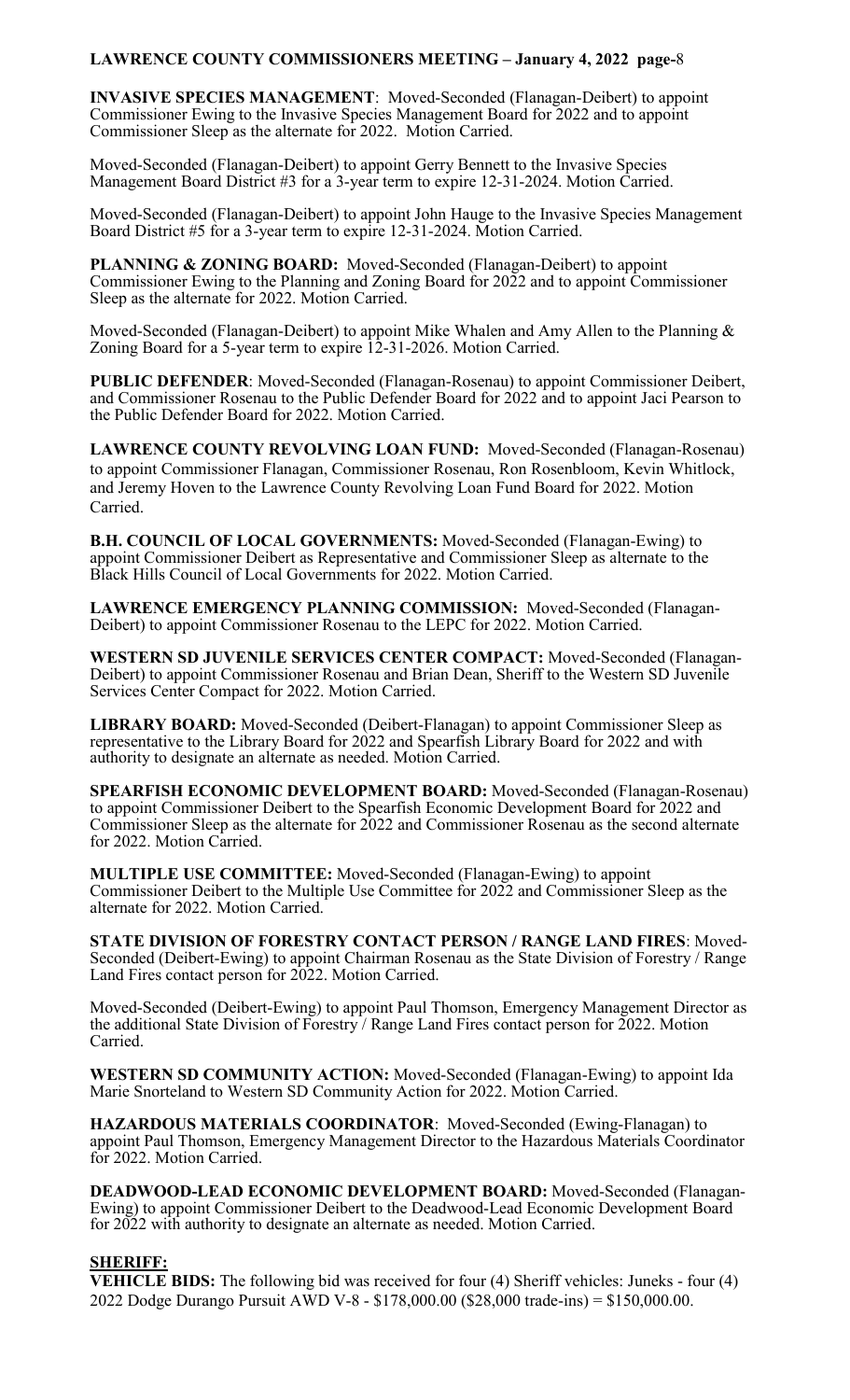**INVASIVE SPECIES MANAGEMENT**: Moved-Seconded (Flanagan-Deibert) to appoint Commissioner Ewing to the Invasive Species Management Board for 2022 and to appoint Commissioner Sleep as the alternate for 2022. Motion Carried.

Moved-Seconded (Flanagan-Deibert) to appoint Gerry Bennett to the Invasive Species Management Board District #3 for a 3-year term to expire 12-31-2024. Motion Carried.

Moved-Seconded (Flanagan-Deibert) to appoint John Hauge to the Invasive Species Management Board District #5 for a 3-year term to expire 12-31-2024. Motion Carried.

**PLANNING & ZONING BOARD:** Moved-Seconded (Flanagan-Deibert) to appoint Commissioner Ewing to the Planning and Zoning Board for 2022 and to appoint Commissioner Sleep as the alternate for 2022. Motion Carried.

Moved-Seconded (Flanagan-Deibert) to appoint Mike Whalen and Amy Allen to the Planning & Zoning Board for a 5-year term to expire 12-31-2026. Motion Carried.

**PUBLIC DEFENDER**: Moved-Seconded (Flanagan-Rosenau) to appoint Commissioner Deibert, and Commissioner Rosenau to the Public Defender Board for 2022 and to appoint Jaci Pearson to the Public Defender Board for 2022. Motion Carried.

**LAWRENCE COUNTY REVOLVING LOAN FUND:** Moved-Seconded (Flanagan-Rosenau) to appoint Commissioner Flanagan, Commissioner Rosenau, Ron Rosenbloom, Kevin Whitlock, and Jeremy Hoven to the Lawrence County Revolving Loan Fund Board for 2022. Motion Carried.

**B.H. COUNCIL OF LOCAL GOVERNMENTS:** Moved-Seconded (Flanagan-Ewing) to appoint Commissioner Deibert as Representative and Commissioner Sleep as alternate to the Black Hills Council of Local Governments for 2022. Motion Carried.

**LAWRENCE EMERGENCY PLANNING COMMISSION:** Moved-Seconded (Flanagan-Deibert) to appoint Commissioner Rosenau to the LEPC for 2022. Motion Carried.

**WESTERN SD JUVENILE SERVICES CENTER COMPACT:** Moved-Seconded (Flanagan-Deibert) to appoint Commissioner Rosenau and Brian Dean, Sheriff to the Western SD Juvenile Services Center Compact for 2022. Motion Carried.

**LIBRARY BOARD:** Moved-Seconded (Deibert-Flanagan) to appoint Commissioner Sleep as representative to the Library Board for 2022 and Spearfish Library Board for 2022 and with authority to designate an alternate as needed. Motion Carried.

**SPEARFISH ECONOMIC DEVELOPMENT BOARD:** Moved-Seconded (Flanagan-Rosenau) to appoint Commissioner Deibert to the Spearfish Economic Development Board for 2022 and Commissioner Sleep as the alternate for 2022 and Commissioner Rosenau as the second alternate for 2022. Motion Carried.

**MULTIPLE USE COMMITTEE:** Moved-Seconded (Flanagan-Ewing) to appoint Commissioner Deibert to the Multiple Use Committee for 2022 and Commissioner Sleep as the alternate for 2022. Motion Carried.

**STATE DIVISION OF FORESTRY CONTACT PERSON / RANGE LAND FIRES**: Moved-Seconded (Deibert-Ewing) to appoint Chairman Rosenau as the State Division of Forestry / Range Land Fires contact person for 2022. Motion Carried.

Moved-Seconded (Deibert-Ewing) to appoint Paul Thomson, Emergency Management Director as the additional State Division of Forestry / Range Land Fires contact person for 2022. Motion Carried.

**WESTERN SD COMMUNITY ACTION:** Moved-Seconded (Flanagan-Ewing) to appoint Ida Marie Snorteland to Western SD Community Action for 2022. Motion Carried.

**HAZARDOUS MATERIALS COORDINATOR**: Moved-Seconded (Ewing-Flanagan) to appoint Paul Thomson, Emergency Management Director to the Hazardous Materials Coordinator for 2022. Motion Carried.

**DEADWOOD-LEAD ECONOMIC DEVELOPMENT BOARD:** Moved-Seconded (Flanagan-Ewing) to appoint Commissioner Deibert to the Deadwood-Lead Economic Development Board for 2022 with authority to designate an alternate as needed. Motion Carried.

**SHERIFF:**

**VEHICLE BIDS:** The following bid was received for four (4) Sheriff vehicles: Juneks - four (4) 2022 Dodge Durango Pursuit AWD V-8 - $178,000.00 ($28,000 trade-ins) = $150,000.00.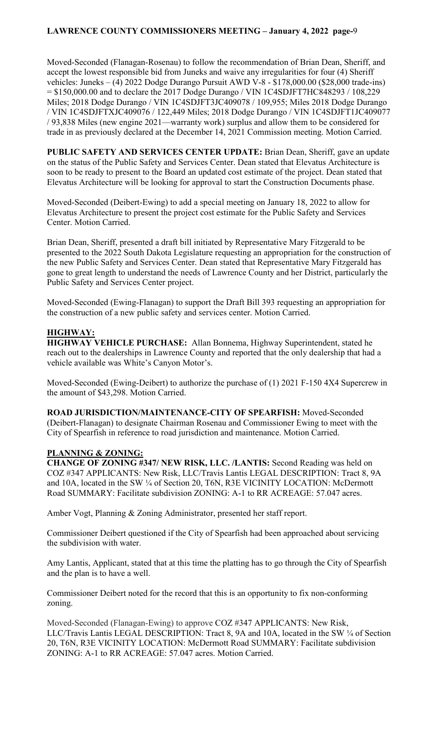Moved-Seconded (Flanagan-Rosenau) to follow the recommendation of Brian Dean, Sheriff, and accept the lowest responsible bid from Juneks and waive any irregularities for four (4) Sheriff vehicles: Juneks – (4) 2022 Dodge Durango Pursuit AWD V-8 - $178,000.00 ($28,000 trade-ins) = $150,000.00 and to declare the 2017 Dodge Durango / VIN 1C4SDJFT7HC848293 / 108,229 Miles; 2018 Dodge Durango / VIN 1C4SDJFT3JC409078 / 109,955; Miles 2018 Dodge Durango / VIN 1C4SDJFTXJC409076 / 122,449 Miles; 2018 Dodge Durango / VIN 1C4SDJFT1JC409077 / 93,838 Miles (new engine 2021—warranty work) surplus and allow them to be considered for trade in as previously declared at the December 14, 2021 Commission meeting. Motion Carried.

**PUBLIC SAFETY AND SERVICES CENTER UPDATE:** Brian Dean, Sheriff, gave an update on the status of the Public Safety and Services Center. Dean stated that Elevatus Architecture is soon to be ready to present to the Board an updated cost estimate of the project. Dean stated that Elevatus Architecture will be looking for approval to start the Construction Documents phase.

Moved-Seconded (Deibert-Ewing) to add a special meeting on January 18, 2022 to allow for Elevatus Architecture to present the project cost estimate for the Public Safety and Services Center. Motion Carried.

Brian Dean, Sheriff, presented a draft bill initiated by Representative Mary Fitzgerald to be presented to the 2022 South Dakota Legislature requesting an appropriation for the construction of the new Public Safety and Services Center. Dean stated that Representative Mary Fitzgerald has gone to great length to understand the needs of Lawrence County and her District, particularly the Public Safety and Services Center project.

Moved-Seconded (Ewing-Flanagan) to support the Draft Bill 393 requesting an appropriation for the construction of a new public safety and services center. Motion Carried.

## HIGHWAY:

**HIGHWAY VEHICLE PURCHASE:** Allan Bonnema, Highway Superintendent, stated he reach out to the dealerships in Lawrence County and reported that the only dealership that had a vehicle available was White's Canyon Motor's.

Moved-Seconded (Ewing-Deibert) to authorize the purchase of (1) 2021 F-150 4X4 Supercrew in the amount of $43,298. Motion Carried.

**ROAD JURISDICTION/MAINTENANCE-CITY OF SPEARFISH:** Moved-Seconded (Deibert-Flanagan) to designate Chairman Rosenau and Commissioner Ewing to meet with the City of Spearfish in reference to road jurisdiction and maintenance. Motion Carried.

## PLANNING & ZONING:

**CHANGE OF ZONING #347/ NEW RISK, LLC. /LANTIS:** Second Reading was held on COZ #347 APPLICANTS: New Risk, LLC/Travis Lantis LEGAL DESCRIPTION: Tract 8, 9A and 10A, located in the SW ¼ of Section 20, T6N, R3E VICINITY LOCATION: McDermott Road SUMMARY: Facilitate subdivision ZONING: A-1 to RR ACREAGE: 57.047 acres.

Amber Vogt, Planning & Zoning Administrator, presented her staff report.

Commissioner Deibert questioned if the City of Spearfish had been approached about servicing the subdivision with water.

Amy Lantis, Applicant, stated that at this time the platting has to go through the City of Spearfish and the plan is to have a well.

Commissioner Deibert noted for the record that this is an opportunity to fix non-conforming zoning.

Moved-Seconded (Flanagan-Ewing) to approve COZ #347 APPLICANTS: New Risk, LLC/Travis Lantis LEGAL DESCRIPTION: Tract 8, 9A and 10A, located in the SW ¼ of Section 20, T6N, R3E VICINITY LOCATION: McDermott Road SUMMARY: Facilitate subdivision ZONING: A-1 to RR ACREAGE: 57.047 acres. Motion Carried.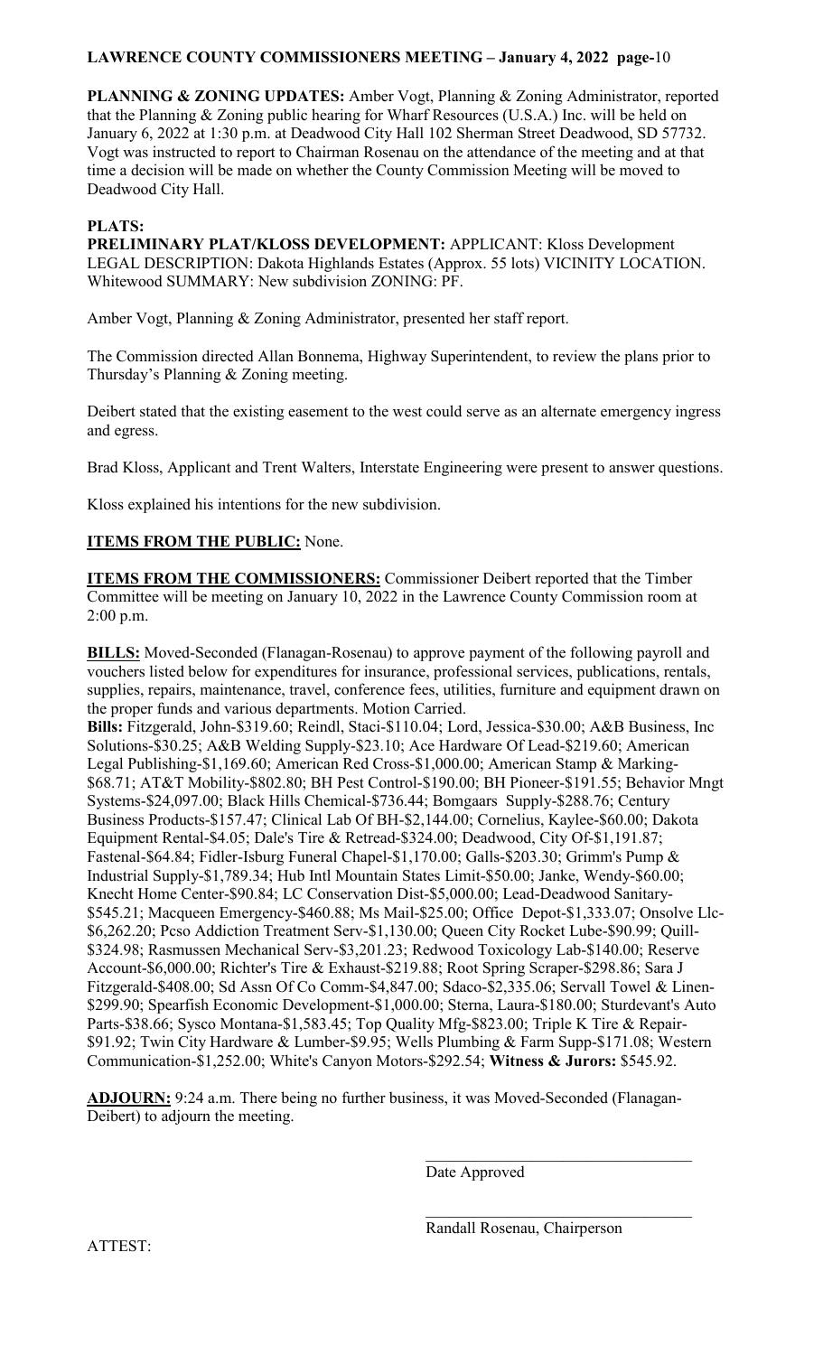**PLANNING & ZONING UPDATES:** Amber Vogt, Planning & Zoning Administrator, reported that the Planning & Zoning public hearing for Wharf Resources (U.S.A.) Inc. will be held on January 6, 2022 at 1:30 p.m. at Deadwood City Hall 102 Sherman Street Deadwood, SD 57732. Vogt was instructed to report to Chairman Rosenau on the attendance of the meeting and at that time a decision will be made on whether the County Commission Meeting will be moved to Deadwood City Hall.

**PLATS:**

**PRELIMINARY PLAT/KLOSS DEVELOPMENT:** APPLICANT: Kloss Development LEGAL DESCRIPTION: Dakota Highlands Estates (Approx. 55 lots) VICINITY LOCATION. Whitewood SUMMARY: New subdivision ZONING: PF.

Amber Vogt, Planning & Zoning Administrator, presented her staff report.

The Commission directed Allan Bonnema, Highway Superintendent, to review the plans prior to Thursday's Planning & Zoning meeting.

Deibert stated that the existing easement to the west could serve as an alternate emergency ingress and egress.

Brad Kloss, Applicant and Trent Walters, Interstate Engineering were present to answer questions.

Kloss explained his intentions for the new subdivision.

**ITEMS FROM THE PUBLIC:** None.

**ITEMS FROM THE COMMISSIONERS:** Commissioner Deibert reported that the Timber Committee will be meeting on January 10, 2022 in the Lawrence County Commission room at 2:00 p.m.

**BILLS:** Moved-Seconded (Flanagan-Rosenau) to approve payment of the following payroll and vouchers listed below for expenditures for insurance, professional services, publications, rentals, supplies, repairs, maintenance, travel, conference fees, utilities, furniture and equipment drawn on the proper funds and various departments. Motion Carried.

**Bills:** Fitzgerald, John-$319.60; Reindl, Staci-$110.04; Lord, Jessica-$30.00; A&B Business, Inc Solutions-$30.25; A&B Welding Supply-$23.10; Ace Hardware Of Lead-$219.60; American Legal Publishing-$1,169.60; American Red Cross-$1,000.00; American Stamp & Marking-$68.71; AT&T Mobility-$802.80; BH Pest Control-$190.00; BH Pioneer-$191.55; Behavior Mngt Systems-$24,097.00; Black Hills Chemical-$736.44; Bomgaars Supply-$288.76; Century Business Products-$157.47; Clinical Lab Of BH-$2,144.00; Cornelius, Kaylee-$60.00; Dakota Equipment Rental-$4.05; Dale's Tire & Retread-$324.00; Deadwood, City Of-$1,191.87; Fastenal-$64.84; Fidler-Isburg Funeral Chapel-$1,170.00; Galls-$203.30; Grimm's Pump & Industrial Supply-$1,789.34; Hub Intl Mountain States Limit-$50.00; Janke, Wendy-$60.00; Knecht Home Center-$90.84; LC Conservation Dist-$5,000.00; Lead-Deadwood Sanitary-$545.21; Macqueen Emergency-$460.88; Ms Mail-$25.00; Office Depot-$1,333.07; Onsolve Llc-$6,262.20; Pcso Addiction Treatment Serv-$1,130.00; Queen City Rocket Lube-$90.99; Quill-$324.98; Rasmussen Mechanical Serv-$3,201.23; Redwood Toxicology Lab-$140.00; Reserve Account-$6,000.00; Richter's Tire & Exhaust-$219.88; Root Spring Scraper-$298.86; Sara J Fitzgerald-$408.00; Sd Assn Of Co Comm-$4,847.00; Sdaco-$2,335.06; Servall Towel & Linen-$299.90; Spearfish Economic Development-$1,000.00; Sterna, Laura-$180.00; Sturdevant's Auto Parts-$38.66; Sysco Montana-$1,583.45; Top Quality Mfg-$823.00; Triple K Tire & Repair-$91.92; Twin City Hardware & Lumber-$9.95; Wells Plumbing & Farm Supp-$171.08; Western Communication-$1,252.00; White's Canyon Motors-$292.54; **Witness & Jurors:** $545.92.

**ADJOURN:** 9:24 a.m. There being no further business, it was Moved-Seconded (Flanagan-Deibert) to adjourn the meeting.

\_\_\_\_\_\_\_\_\_\_\_\_\_\_\_\_\_\_\_\_\_\_\_\_\_\_\_\_\_\_\_\_\_\_
Date Approved

\_\_\_\_\_\_\_\_\_\_\_\_\_\_\_\_\_\_\_\_\_\_\_\_\_\_\_\_\_\_\_\_\_\_
Randall Rosenau, Chairperson

ATTEST: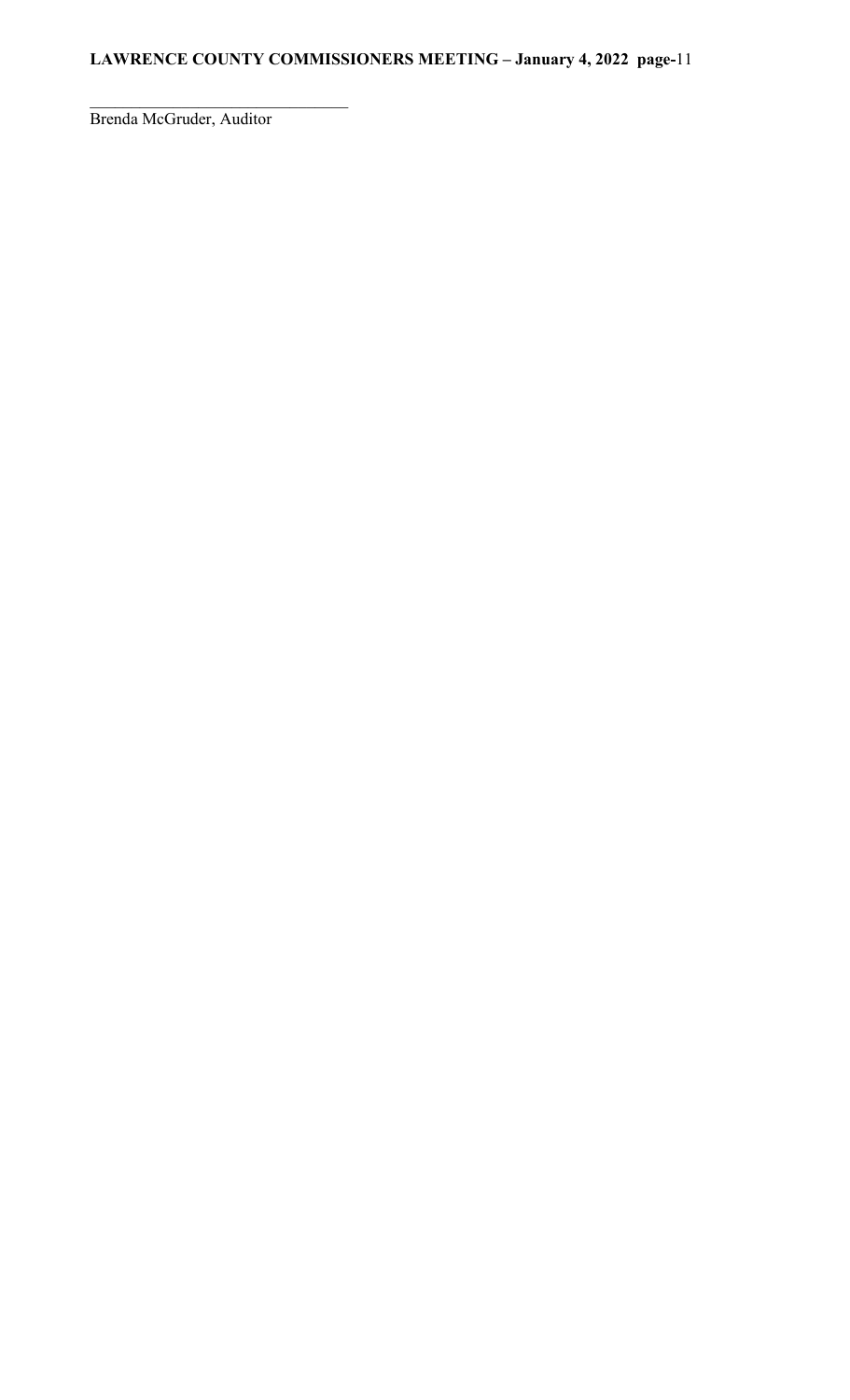\_\_\_\_\_\_\_\_\_\_\_\_\_\_\_\_\_\_\_\_\_\_\_\_\_\_\_\_\_\_\_\_
Brenda McGruder, Auditor